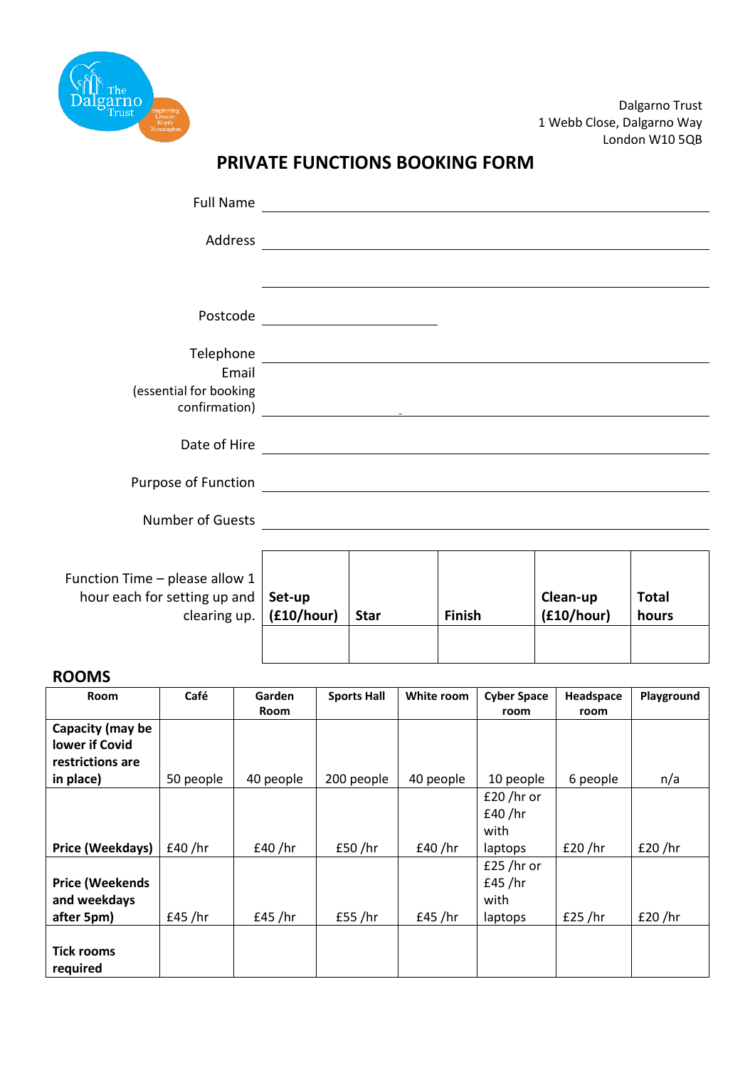Dalgarno Trust
1 Webb Close, Dalgarno Way
London W10 5QB

# PRIVATE FUNCTIONS BOOKING FORM

Full Name ______________________________

Address ______________________________

______________________________

Postcode ______________

Telephone ______________________________

Email (essential for booking confirmation) ______________________________

Date of Hire ______________________________

Purpose of Function ______________________________

Number of Guests ______________________________

Function Time – please allow 1 hour each for setting up and clearing up.

| Set-up (£10/hour) | Star | Finish | Clean-up (£10/hour) | Total hours |
|---|---|---|---|---|
| | | | | |

## ROOMS

| Room | Café | Garden Room | Sports Hall | White room | Cyber Space room | Headspace room | Playground |
|---|---|---|---|---|---|---|---|
| **Capacity (may be lower if Covid restrictions are in place)** | 50 people | 40 people | 200 people | 40 people | 10 people | 6 people | n/a |
| **Price (Weekdays)** | £40 /hr | £40 /hr | £50 /hr | £40 /hr | £20 /hr or £40 /hr with laptops | £20 /hr | £20 /hr |
| **Price (Weekends and weekdays after 5pm)** | £45 /hr | £45 /hr | £55 /hr | £45 /hr | £25 /hr or £45 /hr with laptops | £25 /hr | £20 /hr |
| **Tick rooms required** | | | | | | | |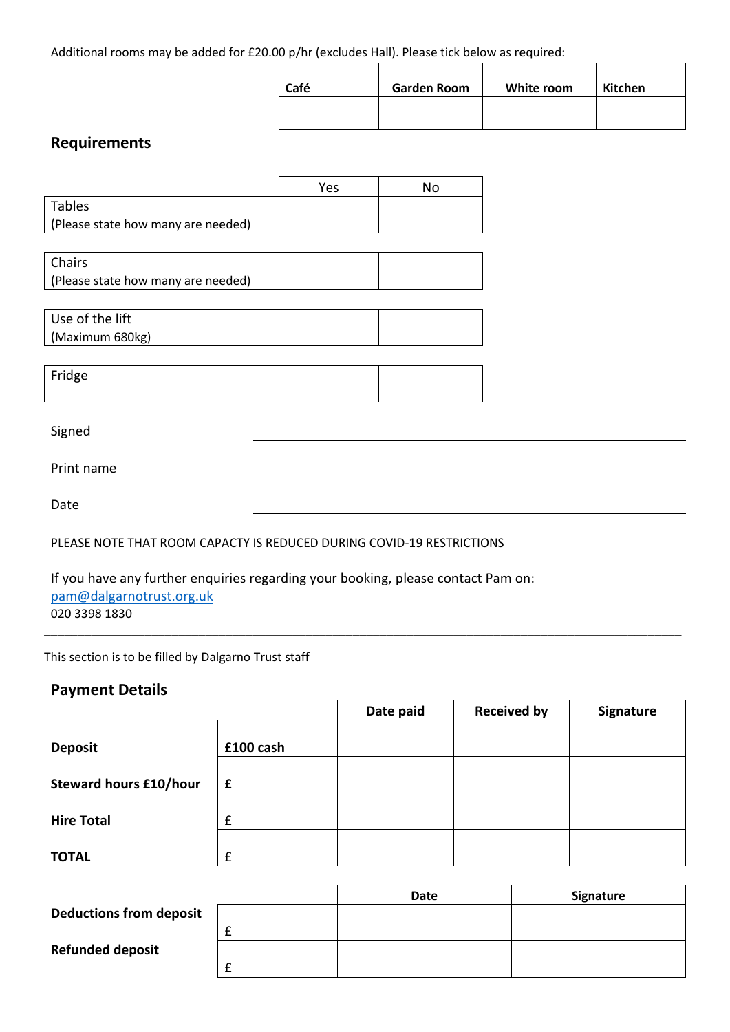Additional rooms may be added for £20.00 p/hr (excludes Hall). Please tick below as required:

| Café | Garden Room | White room | Kitchen |
|---|---|---|---|
| | | | |

## Requirements

| | Yes | No |
|---|---|---|
| Tables<br>(Please state how many are needed) | | |
| Chairs<br>(Please state how many are needed) | | |
| Use of the lift<br>(Maximum 680kg) | | |
| Fridge | | |

Signed \_\_\_\_\_\_\_\_\_\_\_\_\_\_\_\_\_\_\_\_\_\_\_\_\_\_\_\_\_\_\_\_

Print name \_\_\_\_\_\_\_\_\_\_\_\_\_\_\_\_\_\_\_\_\_\_\_\_\_\_\_\_\_\_\_\_

Date \_\_\_\_\_\_\_\_\_\_\_\_\_\_\_\_\_\_\_\_\_\_\_\_\_\_\_\_\_\_\_\_

PLEASE NOTE THAT ROOM CAPACTY IS REDUCED DURING COVID-19 RESTRICTIONS

If you have any further enquiries regarding your booking, please contact Pam on:
pam@dalgarnotrust.org.uk
020 3398 1830

---

This section is to be filled by Dalgarno Trust staff

## Payment Details

| | | Date paid | Received by | Signature |
|---|---|---|---|---|
| **Deposit** | **£100 cash** | | | |
| **Steward hours £10/hour** | **£** | | | |
| **Hire Total** | £ | | | |
| **TOTAL** | £ | | | |

| | | Date | Signature |
|---|---|---|---|
| **Deductions from deposit** | £ | | |
| **Refunded deposit** | £ | | |